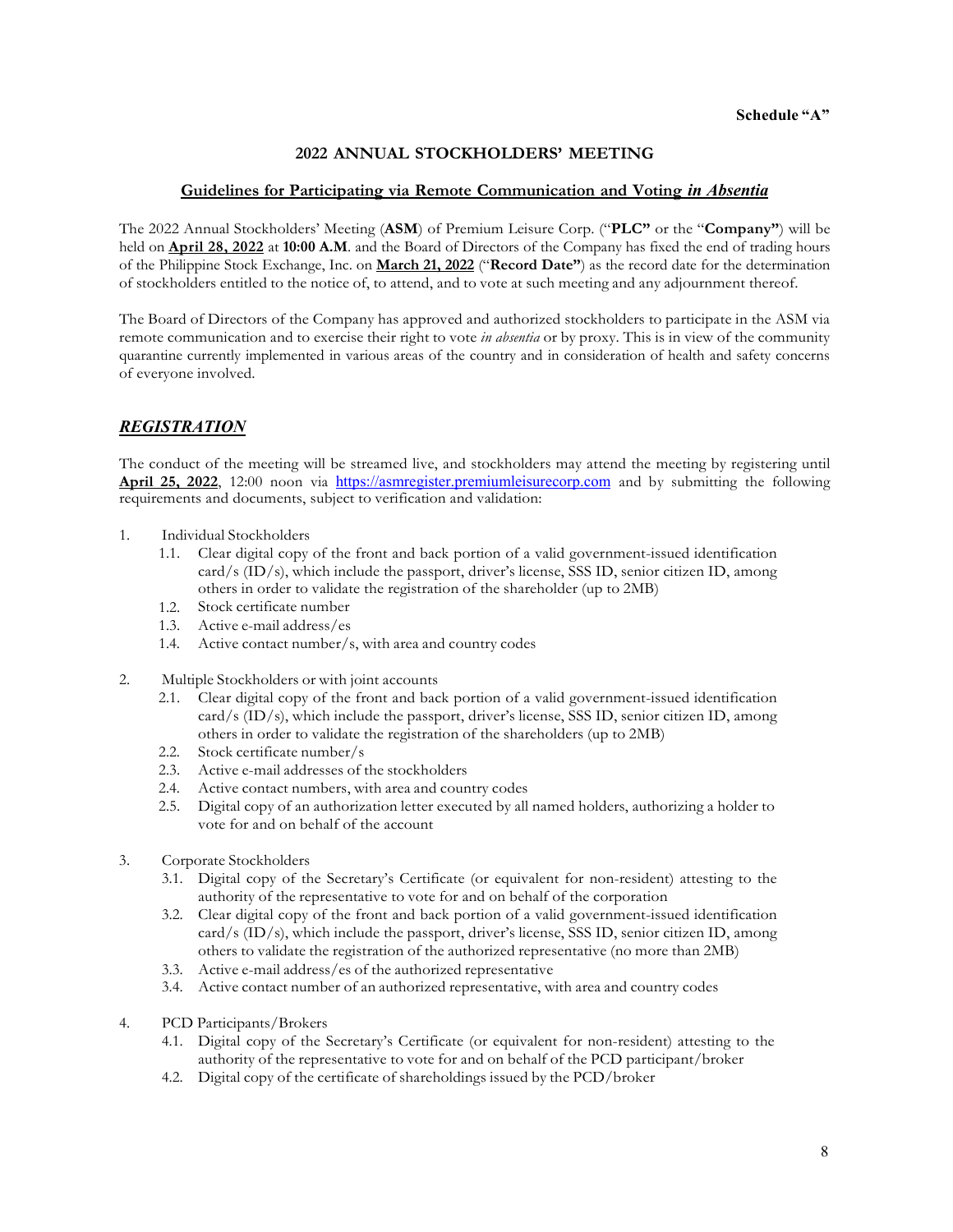**Schedule "A"**

## 2022 ANNUAL STOCKHOLDERS' MEETING

### Guidelines for Participating via Remote Communication and Voting *in Absentia*

The 2022 Annual Stockholders' Meeting (**ASM**) of Premium Leisure Corp. ("**PLC"** or the "**Company"**) will be held on **April 28, 2022** at **10:00 A.M**. and the Board of Directors of the Company has fixed the end of trading hours of the Philippine Stock Exchange, Inc. on **March 21, 2022** ("**Record Date"**) as the record date for the determination of stockholders entitled to the notice of, to attend, and to vote at such meeting and any adjournment thereof.

The Board of Directors of the Company has approved and authorized stockholders to participate in the ASM via remote communication and to exercise their right to vote *in absentia* or by proxy. This is in view of the community quarantine currently implemented in various areas of the country and in consideration of health and safety concerns of everyone involved.

## *REGISTRATION*

The conduct of the meeting will be streamed live, and stockholders may attend the meeting by registering until **April 25, 2022**, 12:00 noon via https://asmregister.premiumleisurecorp.com and by submitting the following requirements and documents, subject to verification and validation:

1. Individual Stockholders
   - 1.1. Clear digital copy of the front and back portion of a valid government-issued identification card/s (ID/s), which include the passport, driver's license, SSS ID, senior citizen ID, among others in order to validate the registration of the shareholder (up to 2MB)
   - 1.2. Stock certificate number
   - 1.3. Active e-mail address/es
   - 1.4. Active contact number/s, with area and country codes

2. Multiple Stockholders or with joint accounts
   - 2.1. Clear digital copy of the front and back portion of a valid government-issued identification card/s (ID/s), which include the passport, driver's license, SSS ID, senior citizen ID, among others in order to validate the registration of the shareholders (up to 2MB)
   - 2.2. Stock certificate number/s
   - 2.3. Active e-mail addresses of the stockholders
   - 2.4. Active contact numbers, with area and country codes
   - 2.5. Digital copy of an authorization letter executed by all named holders, authorizing a holder to vote for and on behalf of the account

3. Corporate Stockholders
   - 3.1. Digital copy of the Secretary's Certificate (or equivalent for non-resident) attesting to the authority of the representative to vote for and on behalf of the corporation
   - 3.2. Clear digital copy of the front and back portion of a valid government-issued identification card/s (ID/s), which include the passport, driver's license, SSS ID, senior citizen ID, among others to validate the registration of the authorized representative (no more than 2MB)
   - 3.3. Active e-mail address/es of the authorized representative
   - 3.4. Active contact number of an authorized representative, with area and country codes

4. PCD Participants/Brokers
   - 4.1. Digital copy of the Secretary's Certificate (or equivalent for non-resident) attesting to the authority of the representative to vote for and on behalf of the PCD participant/broker
   - 4.2. Digital copy of the certificate of shareholdings issued by the PCD/broker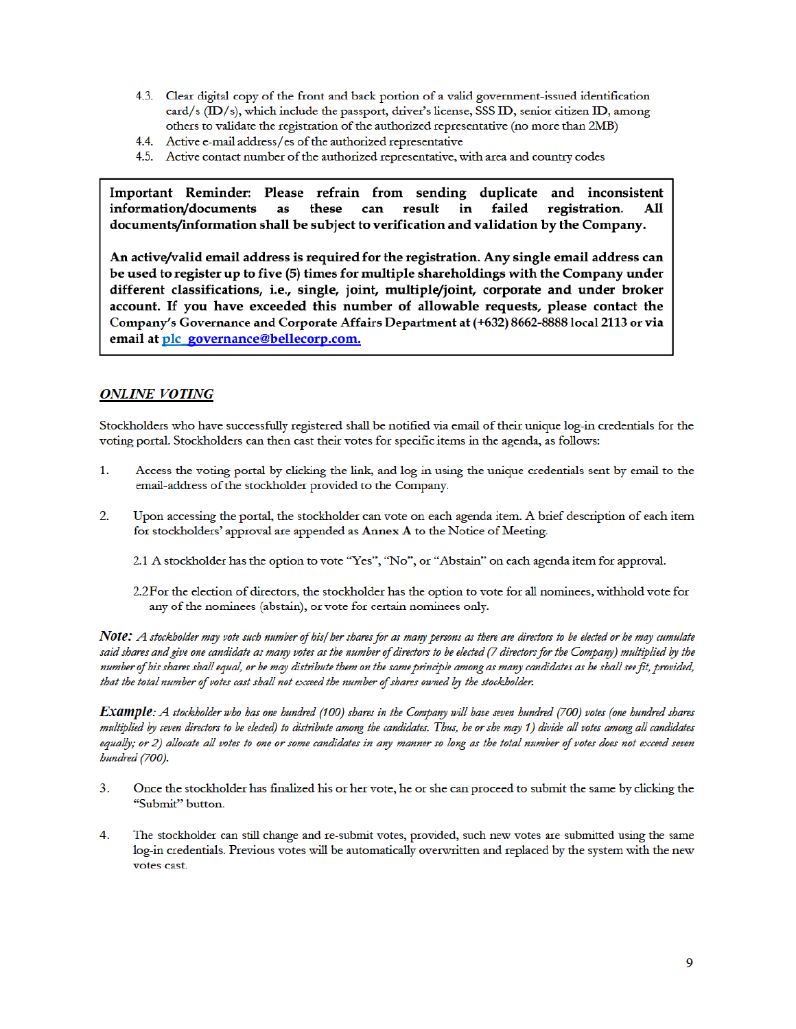4.3. Clear digital copy of the front and back portion of a valid government-issued identification card/s (ID/s), which include the passport, driver's license, SSS ID, senior citizen ID, among others to validate the registration of the authorized representative (no more than 2MB)
4.4. Active e-mail address/es of the authorized representative
4.5. Active contact number of the authorized representative, with area and country codes

> **Important Reminder: Please refrain from sending duplicate and inconsistent information/documents as these can result in failed registration. All documents/information shall be subject to verification and validation by the Company.**
>
> **An active/valid email address is required for the registration. Any single email address can be used to register up to five (5) times for multiple shareholdings with the Company under different classifications, i.e., single, joint, multiple/joint, corporate and under broker account. If you have exceeded this number of allowable requests, please contact the Company's Governance and Corporate Affairs Department at (+632) 8662-8888 local 2113 or via email at [plc_governance@bellecorp.com.](mailto:plc_governance@bellecorp.com)**

## *ONLINE VOTING*

Stockholders who have successfully registered shall be notified via email of their unique log-in credentials for the voting portal. Stockholders can then cast their votes for specific items in the agenda, as follows:

1. Access the voting portal by clicking the link, and log in using the unique credentials sent by email to the email-address of the stockholder provided to the Company.

2. Upon accessing the portal, the stockholder can vote on each agenda item. A brief description of each item for stockholders' approval are appended as Annex A to the Notice of Meeting.

   2.1 A stockholder has the option to vote "Yes", "No", or "Abstain" on each agenda item for approval.

   2.2 For the election of directors, the stockholder has the option to vote for all nominees, withhold vote for any of the nominees (abstain), or vote for certain nominees only.

***Note:*** *A stockholder may vote such number of his/her shares for as many persons as there are directors to be elected or he may cumulate said shares and give one candidate as many votes as the number of directors to be elected (7 directors for the Company) multiplied by the number of his shares shall equal, or he may distribute them on the same principle among as many candidates as he shall see fit, provided, that the total number of votes cast shall not exceed the number of shares owned by the stockholder.*

***Example:*** *A stockholder who has one hundred (100) shares in the Company will have seven hundred (700) votes (one hundred shares multiplied by seven directors to be elected) to distribute among the candidates. Thus, he or she may 1) divide all votes among all candidates equally; or 2) allocate all votes to one or some candidates in any manner so long as the total number of votes does not exceed seven hundred (700).*

3. Once the stockholder has finalized his or her vote, he or she can proceed to submit the same by clicking the "Submit" button.

4. The stockholder can still change and re-submit votes, provided, such new votes are submitted using the same log-in credentials. Previous votes will be automatically overwritten and replaced by the system with the new votes cast.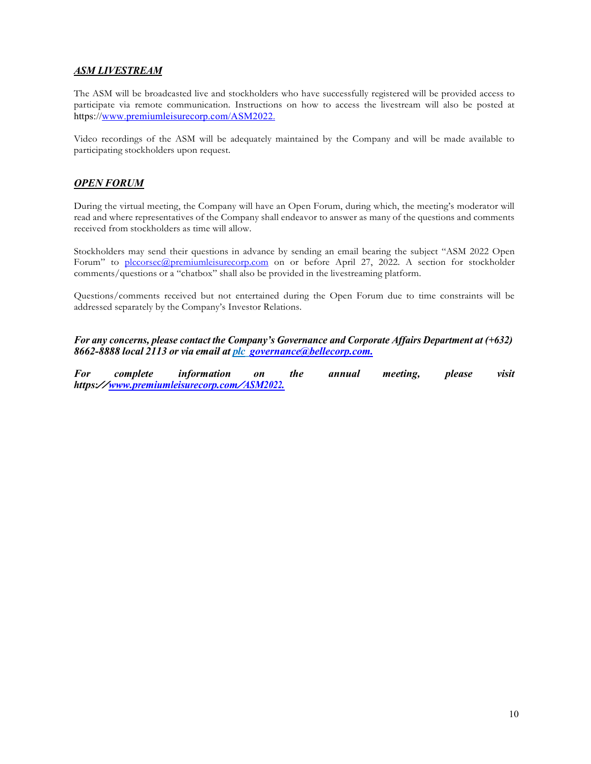## ***ASM LIVESTREAM***

The ASM will be broadcasted live and stockholders who have successfully registered will be provided access to participate via remote communication. Instructions on how to access the livestream will also be posted at https://www.premiumleisurecorp.com/ASM2022.

Video recordings of the ASM will be adequately maintained by the Company and will be made available to participating stockholders upon request.

## ***OPEN FORUM***

During the virtual meeting, the Company will have an Open Forum, during which, the meeting's moderator will read and where representatives of the Company shall endeavor to answer as many of the questions and comments received from stockholders as time will allow.

Stockholders may send their questions in advance by sending an email bearing the subject "ASM 2022 Open Forum" to plccorsec@premiumleisurecorp.com on or before April 27, 2022. A section for stockholder comments/questions or a "chatbox" shall also be provided in the livestreaming platform.

Questions/comments received but not entertained during the Open Forum due to time constraints will be addressed separately by the Company's Investor Relations.

***For any concerns, please contact the Company's Governance and Corporate Affairs Department at (+632) 8662-8888 local 2113 or via email at plc_governance@bellecorp.com.***

***For complete information on the annual meeting, please visit https://www.premiumleisurecorp.com/ASM2022.***